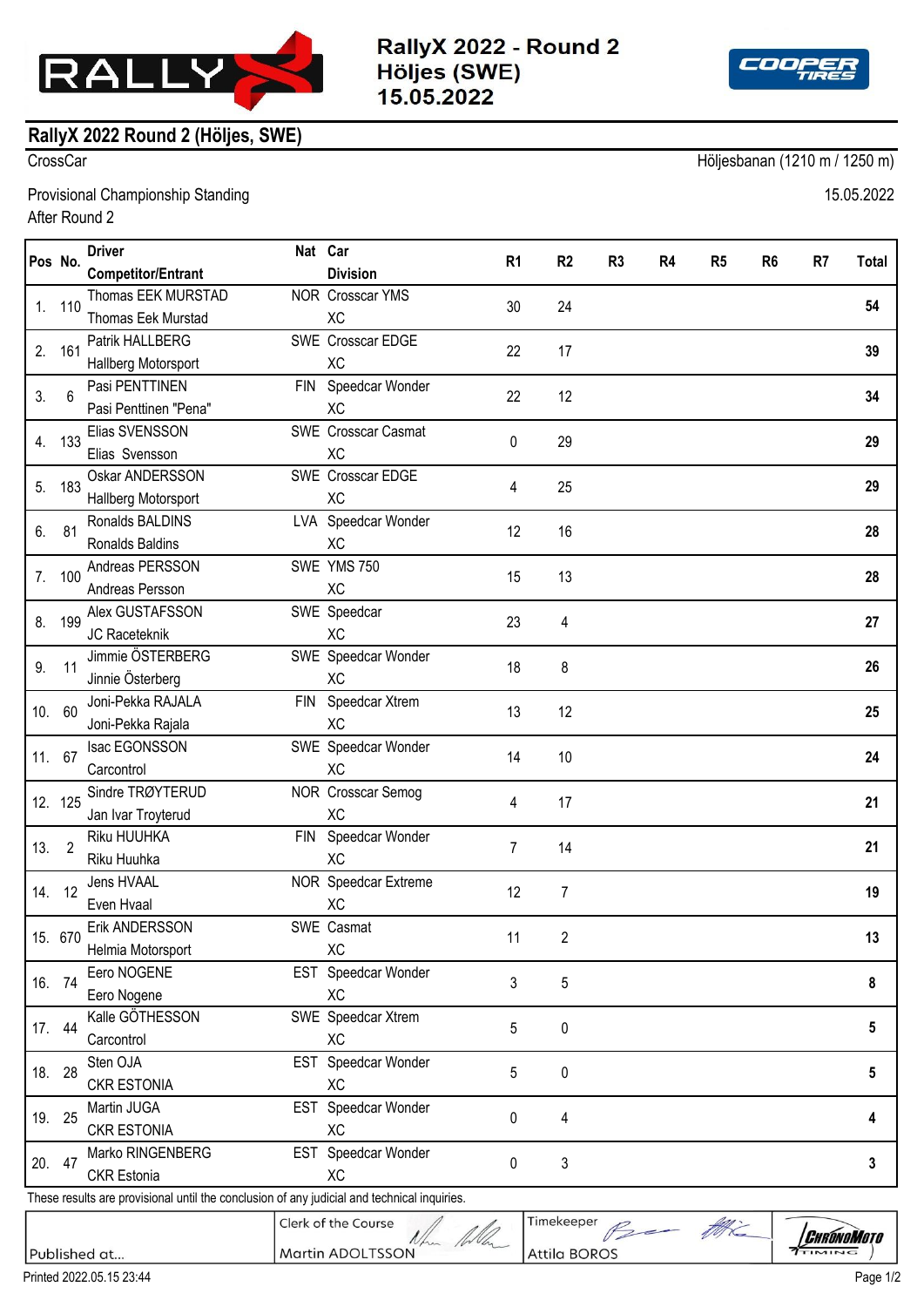# RallyX 2022 - Round 2
## Höljes (SWE)
## 15.05.2022

## RallyX 2022 Round 2 (Höljes, SWE)

CrossCar — Höljesbanan (1210 m / 1250 m)

Provisional Championship Standing — 15.05.2022

After Round 2

| Pos | No. | Driver / Competitor/Entrant | Nat | Car / Division | R1 | R2 | R3 | R4 | R5 | R6 | R7 | Total |
|---|---|---|---|---|---|---|---|---|---|---|---|---|
| 1. | 110 | Thomas EEK MURSTAD / Thomas Eek Murstad | NOR | Crosscar YMS / XC | 30 | 24 | | | | | | **54** |
| 2. | 161 | Patrik HALLBERG / Hallberg Motorsport | SWE | Crosscar EDGE / XC | 22 | 17 | | | | | | **39** |
| 3. | 6 | Pasi PENTTINEN / Pasi Penttinen "Pena" | FIN | Speedcar Wonder / XC | 22 | 12 | | | | | | **34** |
| 4. | 133 | Elias SVENSSON / Elias Svensson | SWE | Crosscar Casmat / XC | 0 | 29 | | | | | | **29** |
| 5. | 183 | Oskar ANDERSSON / Hallberg Motorsport | SWE | Crosscar EDGE / XC | 4 | 25 | | | | | | **29** |
| 6. | 81 | Ronalds BALDINS / Ronalds Baldins | LVA | Speedcar Wonder / XC | 12 | 16 | | | | | | **28** |
| 7. | 100 | Andreas PERSSON / Andreas Persson | SWE | YMS 750 / XC | 15 | 13 | | | | | | **28** |
| 8. | 199 | Alex GUSTAFSSON / JC Raceteknik | SWE | Speedcar / XC | 23 | 4 | | | | | | **27** |
| 9. | 11 | Jimmie ÖSTERBERG / Jinnie Österberg | SWE | Speedcar Wonder / XC | 18 | 8 | | | | | | **26** |
| 10. | 60 | Joni-Pekka RAJALA / Joni-Pekka Rajala | FIN | Speedcar Xtrem / XC | 13 | 12 | | | | | | **25** |
| 11. | 67 | Isac EGONSSON / Carcontrol | SWE | Speedcar Wonder / XC | 14 | 10 | | | | | | **24** |
| 12. | 125 | Sindre TRØYTERUD / Jan Ivar Troyterud | NOR | Crosscar Semog / XC | 4 | 17 | | | | | | **21** |
| 13. | 2 | Riku HUUHKA / Riku Huuhka | FIN | Speedcar Wonder / XC | 7 | 14 | | | | | | **21** |
| 14. | 12 | Jens HVAAL / Even Hvaal | NOR | Speedcar Extreme / XC | 12 | 7 | | | | | | **19** |
| 15. | 670 | Erik ANDERSSON / Helmia Motorsport | SWE | Casmat / XC | 11 | 2 | | | | | | **13** |
| 16. | 74 | Eero NOGENE / Eero Nogene | EST | Speedcar Wonder / XC | 3 | 5 | | | | | | **8** |
| 17. | 44 | Kalle GÖTHESSON / Carcontrol | SWE | Speedcar Xtrem / XC | 5 | 0 | | | | | | **5** |
| 18. | 28 | Sten OJA / CKR ESTONIA | EST | Speedcar Wonder / XC | 5 | 0 | | | | | | **5** |
| 19. | 25 | Martin JUGA / CKR ESTONIA | EST | Speedcar Wonder / XC | 0 | 4 | | | | | | **4** |
| 20. | 47 | Marko RINGENBERG / CKR Estonia | EST | Speedcar Wonder / XC | 0 | 3 | | | | | | **3** |

These results are provisional until the conclusion of any judicial and technical inquiries.

| Published at... | Clerk of the Course: Martin ADOLTSSON | Timekeeper: Attila BOROS |
|---|---|---|

Printed 2022.05.15 23:44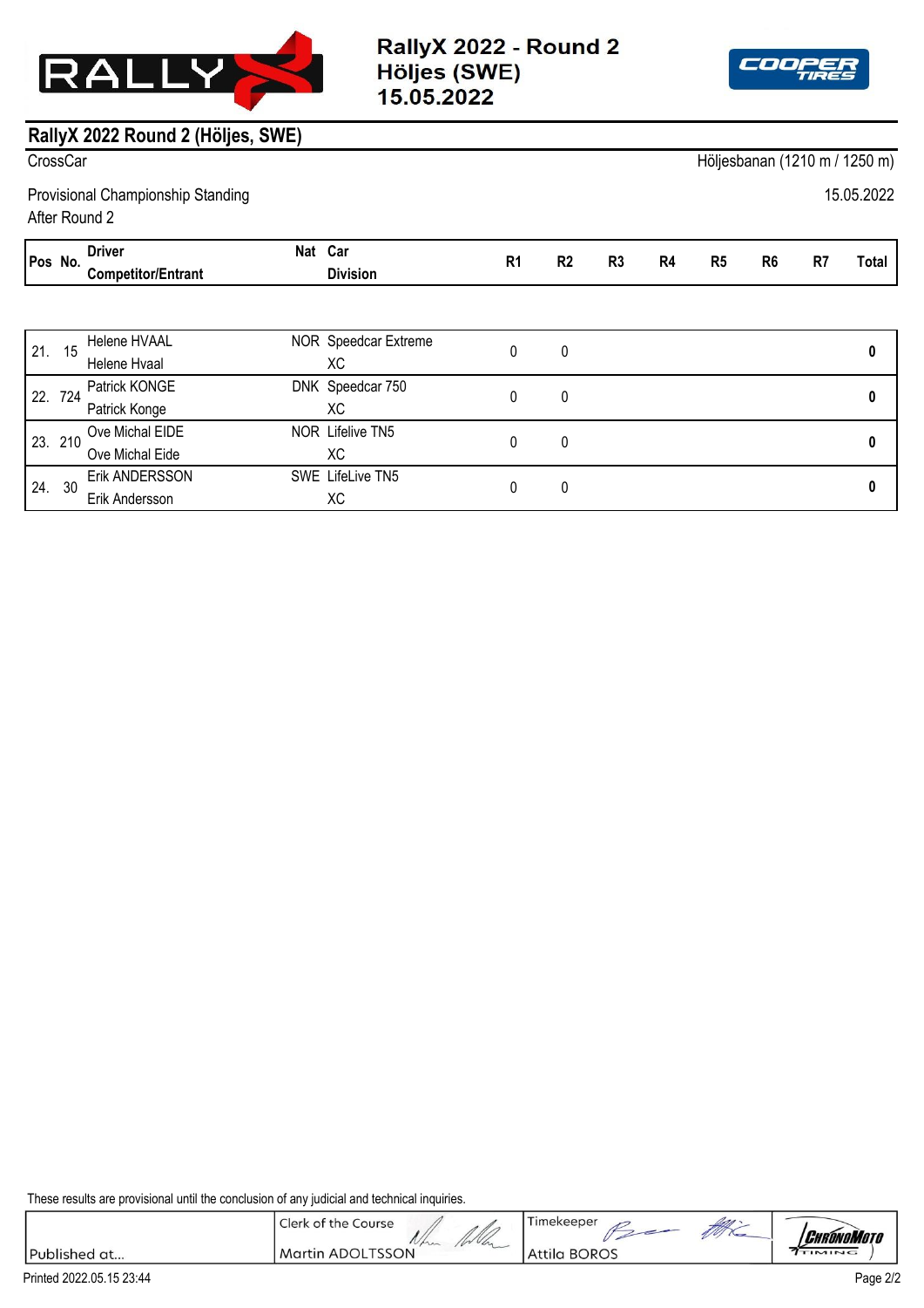# RallyX 2022 - Round 2
# Höljes (SWE)
# 15.05.2022

## RallyX 2022 Round 2 (Höljes, SWE)

CrossCar

Höljesbanan (1210 m / 1250 m)

Provisional Championship Standing

After Round 2

15.05.2022

| Pos | No. | Driver / Competitor/Entrant | Nat | Car / Division | R1 | R2 | R3 | R4 | R5 | R6 | R7 | Total |
|---|---|---|---|---|---|---|---|---|---|---|---|---|
| 21. | 15 | Helene HVAAL / Helene Hvaal | NOR | Speedcar Extreme / XC | 0 | 0 | | | | | | **0** |
| 22. | 724 | Patrick KONGE / Patrick Konge | DNK | Speedcar 750 / XC | 0 | 0 | | | | | | **0** |
| 23. | 210 | Ove Michal EIDE / Ove Michal Eide | NOR | Lifelive TN5 / XC | 0 | 0 | | | | | | **0** |
| 24. | 30 | Erik ANDERSSON / Erik Andersson | SWE | LifeLive TN5 / XC | 0 | 0 | | | | | | **0** |

These results are provisional until the conclusion of any judicial and technical inquiries.

| Published at... | Clerk of the Course: Martin ADOLTSSON | Timekeeper: Attila BOROS | CHRONOMOTO TIMING |
|---|---|---|---|

Printed 2022.05.15 23:44